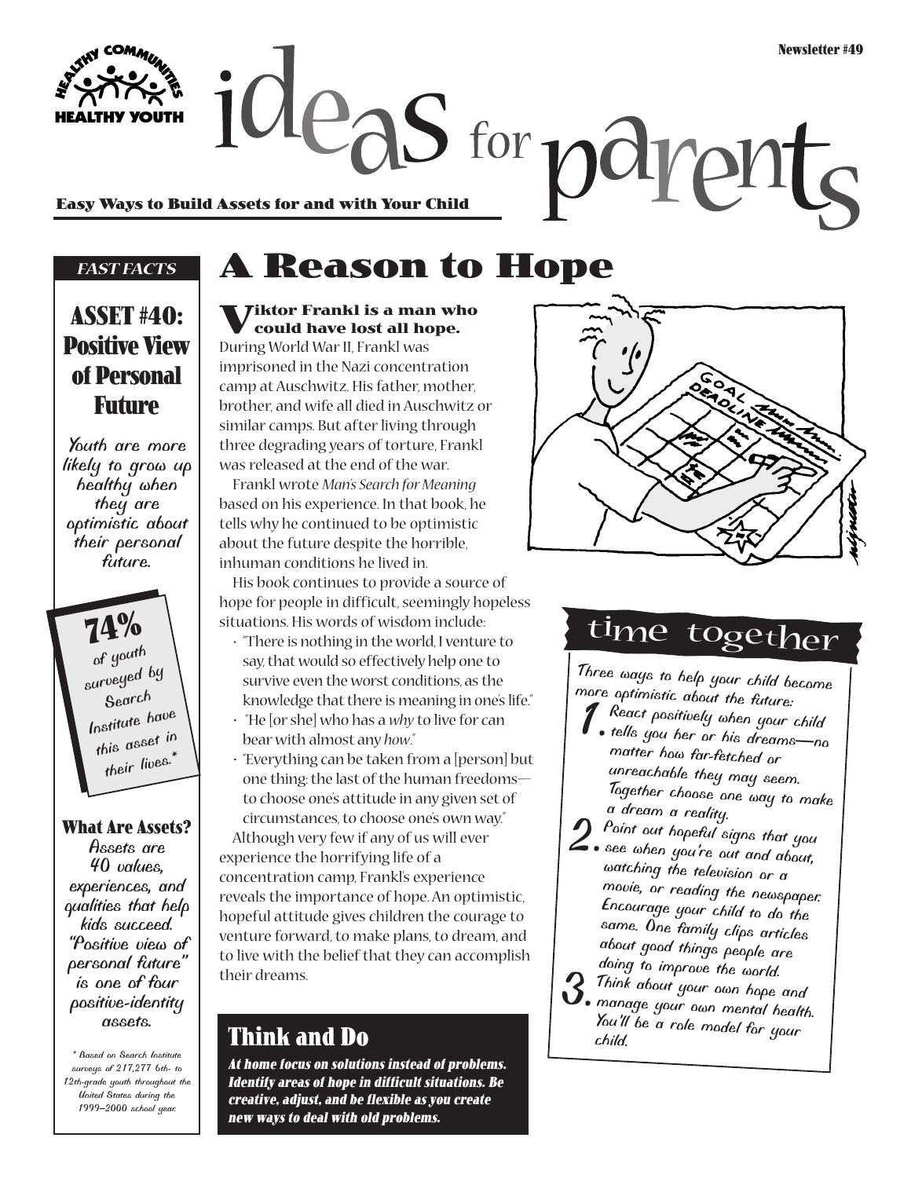HEALTHY COMMUNITIES • HEALTHY YOUTH

Newsletter #49

# ideas for parents

**Easy Ways to Build Assets for and with Your Child**

*FAST FACTS*

## ASSET #40: Positive View of Personal Future

Youth are more likely to grow up healthy when they are optimistic about their personal future.

**74%** of youth surveyed by Search Institute have this asset in their lives.*

### What Are Assets?

Assets are 40 values, experiences, and qualities that help kids succeed. "Positive view of personal future" is one of four positive-identity assets.

\* Based on Search Institute surveys of 217,277 6th- to 12th-grade youth throughout the United States during the 1999–2000 school year.

# A Reason to Hope

**Viktor Frankl is a man who could have lost all hope.** During World War II, Frankl was imprisoned in the Nazi concentration camp at Auschwitz. His father, mother, brother, and wife all died in Auschwitz or similar camps. But after living through three degrading years of torture, Frankl was released at the end of the war.

Frankl wrote *Man's Search for Meaning* based on his experience. In that book, he tells why he continued to be optimistic about the future despite the horrible, inhuman conditions he lived in.

His book continues to provide a source of hope for people in difficult, seemingly hopeless situations. His words of wisdom include:

- "There is nothing in the world, I venture to say, that would so effectively help one to survive even the worst conditions, as the knowledge that there is meaning in one's life."
- "He [or she] who has a *why* to live for can bear with almost any *how*."
- "Everything can be taken from a [person] but one thing: the last of the human freedoms—to choose one's attitude in any given set of circumstances, to choose one's own way."

Although very few if any of us will ever experience the horrifying life of a concentration camp, Frankl's experience reveals the importance of hope. An optimistic, hopeful attitude gives children the courage to venture forward, to make plans, to dream, and to live with the belief that they can accomplish their dreams.

## Think and Do

***At home focus on solutions instead of problems. Identify areas of hope in difficult situations. Be creative, adjust, and be flexible as you create new ways to deal with old problems.***

## time together

Three ways to help your child become more optimistic about the future:

1. React positively when your child tells you her or his dreams—no matter how far-fetched or unreachable they may seem. Together choose one way to make a dream a reality.
2. Point out hopeful signs that you see when you're out and about, watching the television or a movie, or reading the newspaper. Encourage your child to do the same. One family clips articles about good things people are doing to improve the world.
3. Think about your own hope and manage your own mental health. You'll be a role model for your child.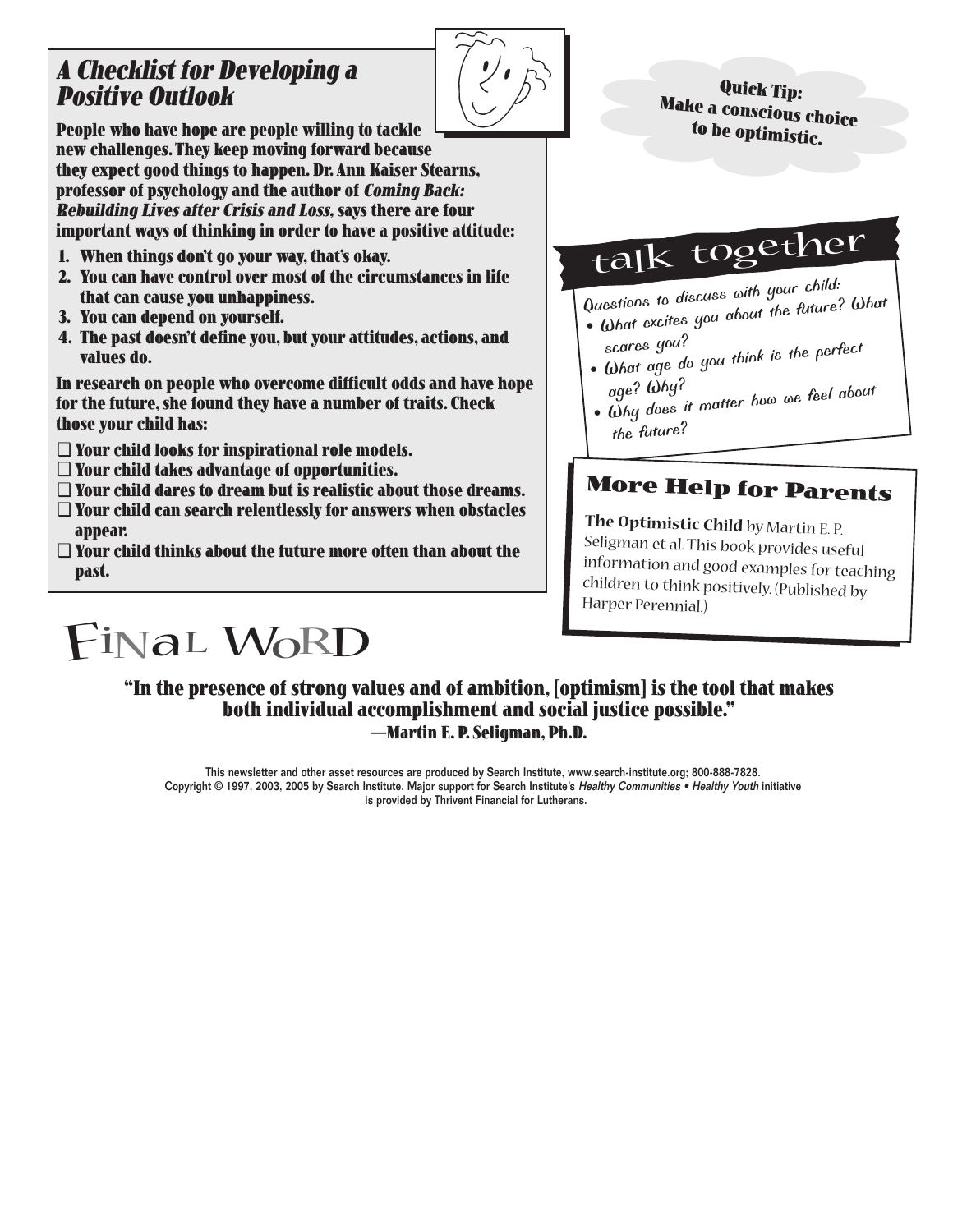## A Checklist for Developing a Positive Outlook

**People who have hope are people willing to tackle new challenges. They keep moving forward because they expect good things to happen. Dr. Ann Kaiser Stearns, professor of psychology and the author of *Coming Back: Rebuilding Lives after Crisis and Loss*, says there are four important ways of thinking in order to have a positive attitude:**

1. **When things don't go your way, that's okay.**
2. **You can have control over most of the circumstances in life that can cause you unhappiness.**
3. **You can depend on yourself.**
4. **The past doesn't define you, but your attitudes, actions, and values do.**

**In research on people who overcome difficult odds and have hope for the future, she found they have a number of traits. Check those your child has:**

- ❑ **Your child looks for inspirational role models.**
- ❑ **Your child takes advantage of opportunities.**
- ❑ **Your child dares to dream but is realistic about those dreams.**
- ❑ **Your child can search relentlessly for answers when obstacles appear.**
- ❑ **Your child thinks about the future more often than about the past.**

**Quick Tip: Make a conscious choice to be optimistic.**

## talk together

*Questions to discuss with your child:*

- *What excites you about the future? What scares you?*
- *What age do you think is the perfect age? Why?*
- *Why does it matter how we feel about the future?*

## More Help for Parents

**The Optimistic Child** by Martin E. P. Seligman et al. This book provides useful information and good examples for teaching children to think positively. (Published by Harper Perennial.)

## Final Word

**"In the presence of strong values and of ambition, [optimism] is the tool that makes both individual accomplishment and social justice possible."**
**—Martin E. P. Seligman, Ph.D.**

This newsletter and other asset resources are produced by Search Institute, www.search-institute.org; 800-888-7828. Copyright © 1997, 2003, 2005 by Search Institute. Major support for Search Institute's *Healthy Communities • Healthy Youth* initiative is provided by Thrivent Financial for Lutherans.